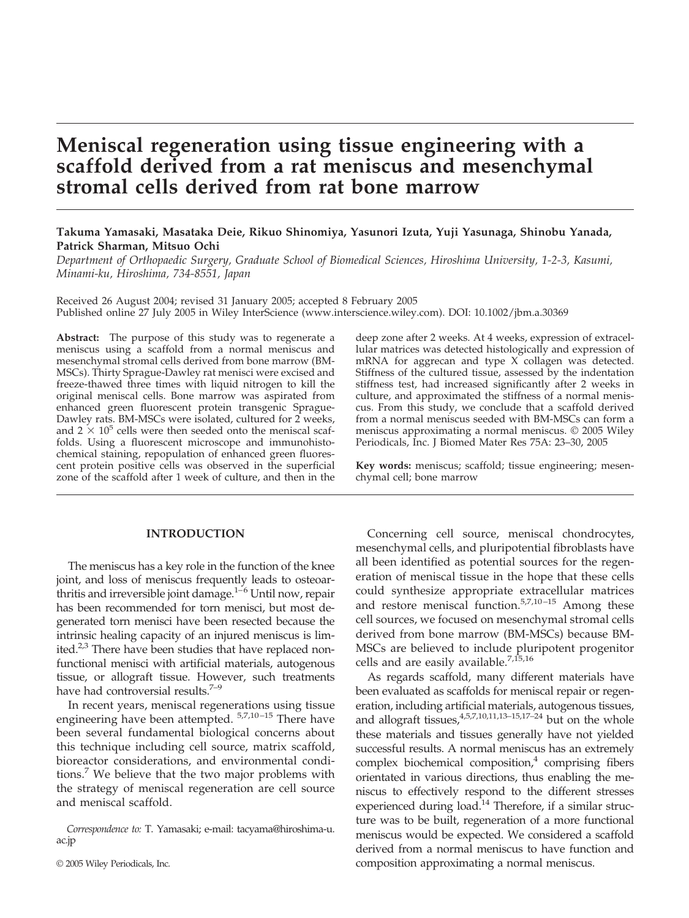# Meniscal regeneration using tissue engineering with a scaffold derived from a rat meniscus and mesenchymal stromal cells derived from rat bone marrow

**Takuma Yamasaki, Masataka Deie, Rikuo Shinomiya, Yasunori Izuta, Yuji Yasunaga, Shinobu Yanada, Patrick Sharman, Mitsuo Ochi**

*Department of Orthopaedic Surgery, Graduate School of Biomedical Sciences, Hiroshima University, 1-2-3, Kasumi, Minami-ku, Hiroshima, 734-8551, Japan*

Received 26 August 2004; revised 31 January 2005; accepted 8 February 2005
Published online 27 July 2005 in Wiley InterScience (www.interscience.wiley.com). DOI: 10.1002/jbm.a.30369

**Abstract:** The purpose of this study was to regenerate a meniscus using a scaffold from a normal meniscus and mesenchymal stromal cells derived from bone marrow (BM-MSCs). Thirty Sprague-Dawley rat menisci were excised and freeze-thawed three times with liquid nitrogen to kill the original meniscal cells. Bone marrow was aspirated from enhanced green fluorescent protein transgenic Sprague-Dawley rats. BM-MSCs were isolated, cultured for 2 weeks, and $2 \times 10^5$ cells were then seeded onto the meniscal scaffolds. Using a fluorescent microscope and immunohistochemical staining, repopulation of enhanced green fluorescent protein positive cells was observed in the superficial zone of the scaffold after 1 week of culture, and then in the deep zone after 2 weeks. At 4 weeks, expression of extracellular matrices was detected histologically and expression of mRNA for aggrecan and type X collagen was detected. Stiffness of the cultured tissue, assessed by the indentation stiffness test, had increased significantly after 2 weeks in culture, and approximated the stiffness of a normal meniscus. From this study, we conclude that a scaffold derived from a normal meniscus seeded with BM-MSCs can form a meniscus approximating a normal meniscus. © 2005 Wiley Periodicals, Inc. J Biomed Mater Res 75A: 23–30, 2005

**Key words:** meniscus; scaffold; tissue engineering; mesenchymal cell; bone marrow

## INTRODUCTION

The meniscus has a key role in the function of the knee joint, and loss of meniscus frequently leads to osteoarthritis and irreversible joint damage.[1–6] Until now, repair has been recommended for torn menisci, but most degenerated torn menisci have been resected because the intrinsic healing capacity of an injured meniscus is limited.[2,3] There have been studies that have replaced nonfunctional menisci with artificial materials, autogenous tissue, or allograft tissue. However, such treatments have had controversial results.[7–9]

In recent years, meniscal regenerations using tissue engineering have been attempted.[5,7,10–15] There have been several fundamental biological concerns about this technique including cell source, matrix scaffold, bioreactor considerations, and environmental conditions.[7] We believe that the two major problems with the strategy of meniscal regeneration are cell source and meniscal scaffold.

*Correspondence to:* T. Yamasaki; e-mail: tacyama@hiroshima-u.ac.jp

© 2005 Wiley Periodicals, Inc.

Concerning cell source, meniscal chondrocytes, mesenchymal cells, and pluripotential fibroblasts have all been identified as potential sources for the regeneration of meniscal tissue in the hope that these cells could synthesize appropriate extracellular matrices and restore meniscal function.[5,7,10–15] Among these cell sources, we focused on mesenchymal stromal cells derived from bone marrow (BM-MSCs) because BM-MSCs are believed to include pluripotent progenitor cells and are easily available.[7,15,16]

As regards scaffold, many different materials have been evaluated as scaffolds for meniscal repair or regeneration, including artificial materials, autogenous tissues, and allograft tissues,[4,5,7,10,11,13–15,17–24] but on the whole these materials and tissues generally have not yielded successful results. A normal meniscus has an extremely complex biochemical composition,[4] comprising fibers orientated in various directions, thus enabling the meniscus to effectively respond to the different stresses experienced during load.[14] Therefore, if a similar structure was to be built, regeneration of a more functional meniscus would be expected. We considered a scaffold derived from a normal meniscus to have function and composition approximating a normal meniscus.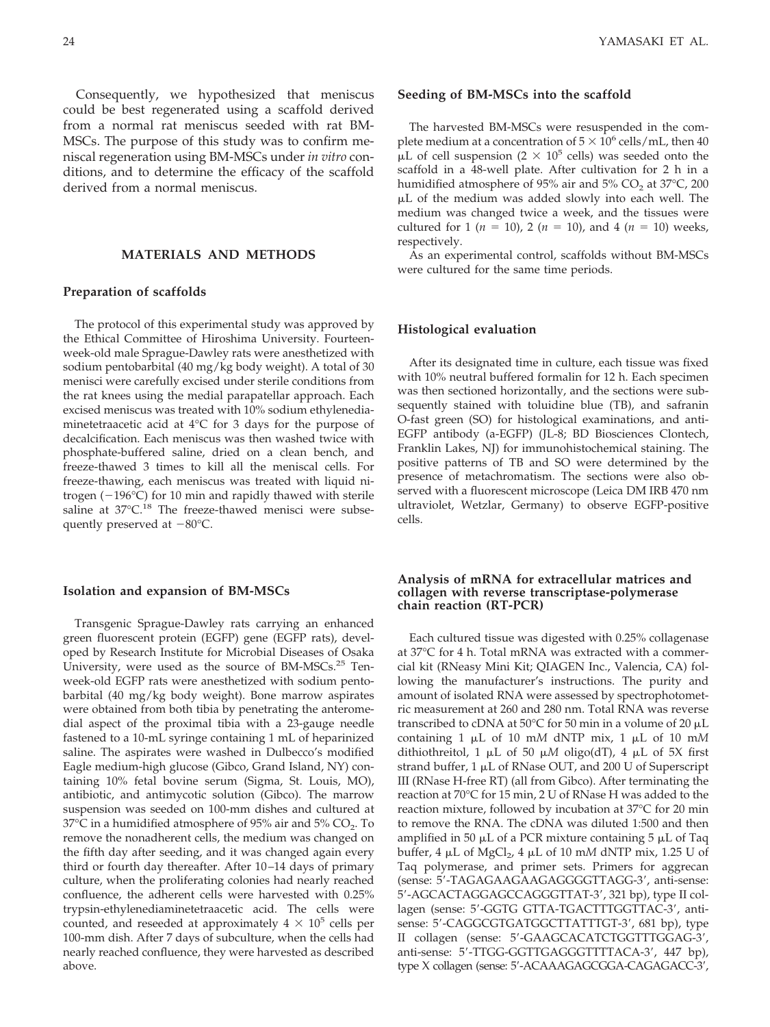Consequently, we hypothesized that meniscus could be best regenerated using a scaffold derived from a normal rat meniscus seeded with rat BM-MSCs. The purpose of this study was to confirm meniscal regeneration using BM-MSCs under *in vitro* conditions, and to determine the efficacy of the scaffold derived from a normal meniscus.

## MATERIALS AND METHODS

### Preparation of scaffolds

The protocol of this experimental study was approved by the Ethical Committee of Hiroshima University. Fourteen-week-old male Sprague-Dawley rats were anesthetized with sodium pentobarbital (40 mg/kg body weight). A total of 30 menisci were carefully excised under sterile conditions from the rat knees using the medial parapatellar approach. Each excised meniscus was treated with 10% sodium ethylenediaminetetraacetic acid at 4°C for 3 days for the purpose of decalcification. Each meniscus was then washed twice with phosphate-buffered saline, dried on a clean bench, and freeze-thawed 3 times to kill all the meniscal cells. For freeze-thawing, each meniscus was treated with liquid nitrogen (−196°C) for 10 min and rapidly thawed with sterile saline at 37°C.[18] The freeze-thawed menisci were subsequently preserved at −80°C.

### Isolation and expansion of BM-MSCs

Transgenic Sprague-Dawley rats carrying an enhanced green fluorescent protein (EGFP) gene (EGFP rats), developed by Research Institute for Microbial Diseases of Osaka University, were used as the source of BM-MSCs.[25] Ten-week-old EGFP rats were anesthetized with sodium pentobarbital (40 mg/kg body weight). Bone marrow aspirates were obtained from both tibia by penetrating the anteromedial aspect of the proximal tibia with a 23-gauge needle fastened to a 10-mL syringe containing 1 mL of heparinized saline. The aspirates were washed in Dulbecco's modified Eagle medium-high glucose (Gibco, Grand Island, NY) containing 10% fetal bovine serum (Sigma, St. Louis, MO), antibiotic, and antimycotic solution (Gibco). The marrow suspension was seeded on 100-mm dishes and cultured at 37°C in a humidified atmosphere of 95% air and 5% $CO_2$. To remove the nonadherent cells, the medium was changed on the fifth day after seeding, and it was changed again every third or fourth day thereafter. After 10–14 days of primary culture, when the proliferating colonies had nearly reached confluence, the adherent cells were harvested with 0.25% trypsin-ethylenediaminetetraacetic acid. The cells were counted, and reseeded at approximately $4 \times 10^5$ cells per 100-mm dish. After 7 days of subculture, when the cells had nearly reached confluence, they were harvested as described above.

### Seeding of BM-MSCs into the scaffold

The harvested BM-MSCs were resuspended in the complete medium at a concentration of $5 \times 10^6$ cells/mL, then 40 μL of cell suspension ($2 \times 10^5$ cells) was seeded onto the scaffold in a 48-well plate. After cultivation for 2 h in a humidified atmosphere of 95% air and 5% $CO_2$ at 37°C, 200 μL of the medium was added slowly into each well. The medium was changed twice a week, and the tissues were cultured for 1 ($n = 10$), 2 ($n = 10$), and 4 ($n = 10$) weeks, respectively.

As an experimental control, scaffolds without BM-MSCs were cultured for the same time periods.

### Histological evaluation

After its designated time in culture, each tissue was fixed with 10% neutral buffered formalin for 12 h. Each specimen was then sectioned horizontally, and the sections were subsequently stained with toluidine blue (TB), and safranin O-fast green (SO) for histological examinations, and anti-EGFP antibody (a-EGFP) (JL-8; BD Biosciences Clontech, Franklin Lakes, NJ) for immunohistochemical staining. The positive patterns of TB and SO were determined by the presence of metachromatism. The sections were also observed with a fluorescent microscope (Leica DM IRB 470 nm ultraviolet, Wetzlar, Germany) to observe EGFP-positive cells.

### Analysis of mRNA for extracellular matrices and collagen with reverse transcriptase-polymerase chain reaction (RT-PCR)

Each cultured tissue was digested with 0.25% collagenase at 37°C for 4 h. Total mRNA was extracted with a commercial kit (RNeasy Mini Kit; QIAGEN Inc., Valencia, CA) following the manufacturer's instructions. The purity and amount of isolated RNA were assessed by spectrophotometric measurement at 260 and 280 nm. Total RNA was reverse transcribed to cDNA at 50°C for 50 min in a volume of 20 μL containing 1 μL of 10 m*M* dNTP mix, 1 μL of 10 m*M* dithiothreitol, 1 μL of 50 μ*M* oligo(dT), 4 μL of 5X first strand buffer, 1 μL of RNase OUT, and 200 U of Superscript III (RNase H-free RT) (all from Gibco). After terminating the reaction at 70°C for 15 min, 2 U of RNase H was added to the reaction mixture, followed by incubation at 37°C for 20 min to remove the RNA. The cDNA was diluted 1:500 and then amplified in 50 μL of a PCR mixture containing 5 μL of Taq buffer, 4 μL of $MgCl_2$, 4 μL of 10 m*M* dNTP mix, 1.25 U of Taq polymerase, and primer sets. Primers for aggrecan (sense: 5′-TAGAGAAGAAGAGGGGTTAGG-3′, anti-sense: 5′-AGCACTAGGAGCCAGGGTTAT-3′, 321 bp), type II collagen (sense: 5′-GGTG GTTA-TGACTTTGGTTAC-3′, anti-sense: 5′-CAGGCGTGATGGCTTATTTGT-3′, 681 bp), type II collagen (sense: 5′-GAAGCACATCTGGTTTGGAG-3′, anti-sense: 5′-TTGG-GGTTGAGGGTTTTACA-3′, 447 bp), type X collagen (sense: 5′-ACAAAGAGCGGA-CAGAGACC-3′,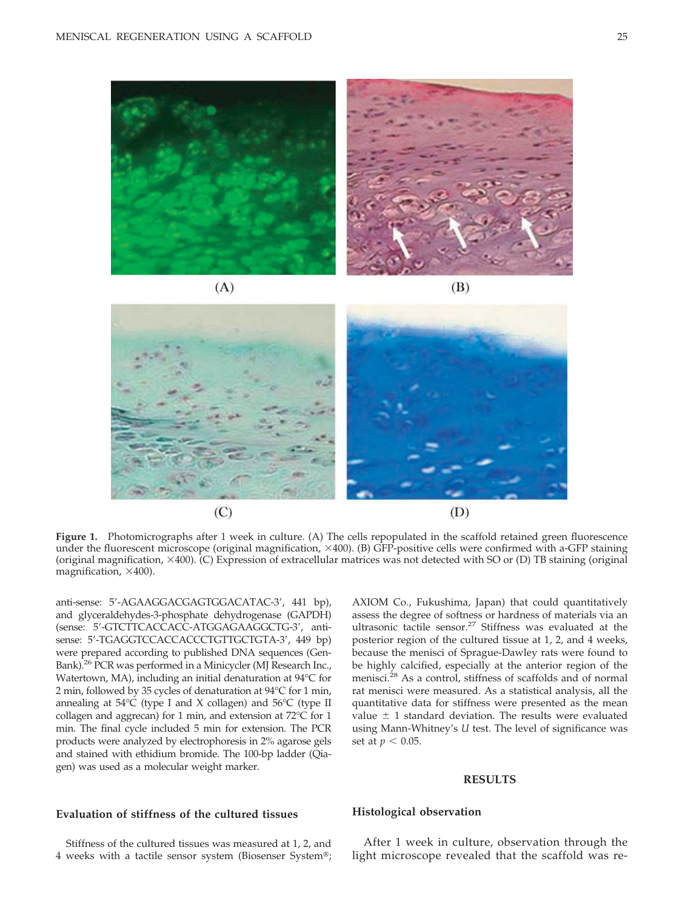**Figure 1.** Photomicrographs after 1 week in culture. (A) The cells repopulated in the scaffold retained green fluorescence under the fluorescent microscope (original magnification, ×400). (B) GFP-positive cells were confirmed with a-GFP staining (original magnification, ×400). (C) Expression of extracellular matrices was not detected with SO or (D) TB staining (original magnification, ×400).

anti-sense: 5′-AGAAGGACGAGTGGACATAC-3′, 441 bp), and glyceraldehydes-3-phosphate dehydrogenase (GAPDH) (sense: 5′-GTCTTCACCACC-ATGGAGAAGGCTG-3′, anti-sense: 5′-TGAGGTCCACCACCCTGTTGCTGTA-3′, 449 bp) were prepared according to published DNA sequences (GenBank).[26] PCR was performed in a Minicycler (MJ Research Inc., Watertown, MA), including an initial denaturation at 94°C for 2 min, followed by 35 cycles of denaturation at 94°C for 1 min, annealing at 54°C (type I and X collagen) and 56°C (type II collagen and aggrecan) for 1 min, and extension at 72°C for 1 min. The final cycle included 5 min for extension. The PCR products were analyzed by electrophoresis in 2% agarose gels and stained with ethidium bromide. The 100-bp ladder (Qiagen) was used as a molecular weight marker.

### Evaluation of stiffness of the cultured tissues

Stiffness of the cultured tissues was measured at 1, 2, and 4 weeks with a tactile sensor system (Biosenser System®; AXIOM Co., Fukushima, Japan) that could quantitatively assess the degree of softness or hardness of materials via an ultrasonic tactile sensor.[27] Stiffness was evaluated at the posterior region of the cultured tissue at 1, 2, and 4 weeks, because the menisci of Sprague-Dawley rats were found to be highly calcified, especially at the anterior region of the menisci.[28] As a control, stiffness of scaffolds and of normal rat menisci were measured. As a statistical analysis, all the quantitative data for stiffness were presented as the mean value ± 1 standard deviation. The results were evaluated using Mann-Whitney's *U* test. The level of significance was set at $p < 0.05$.

## RESULTS

### Histological observation

After 1 week in culture, observation through the light microscope revealed that the scaffold was re-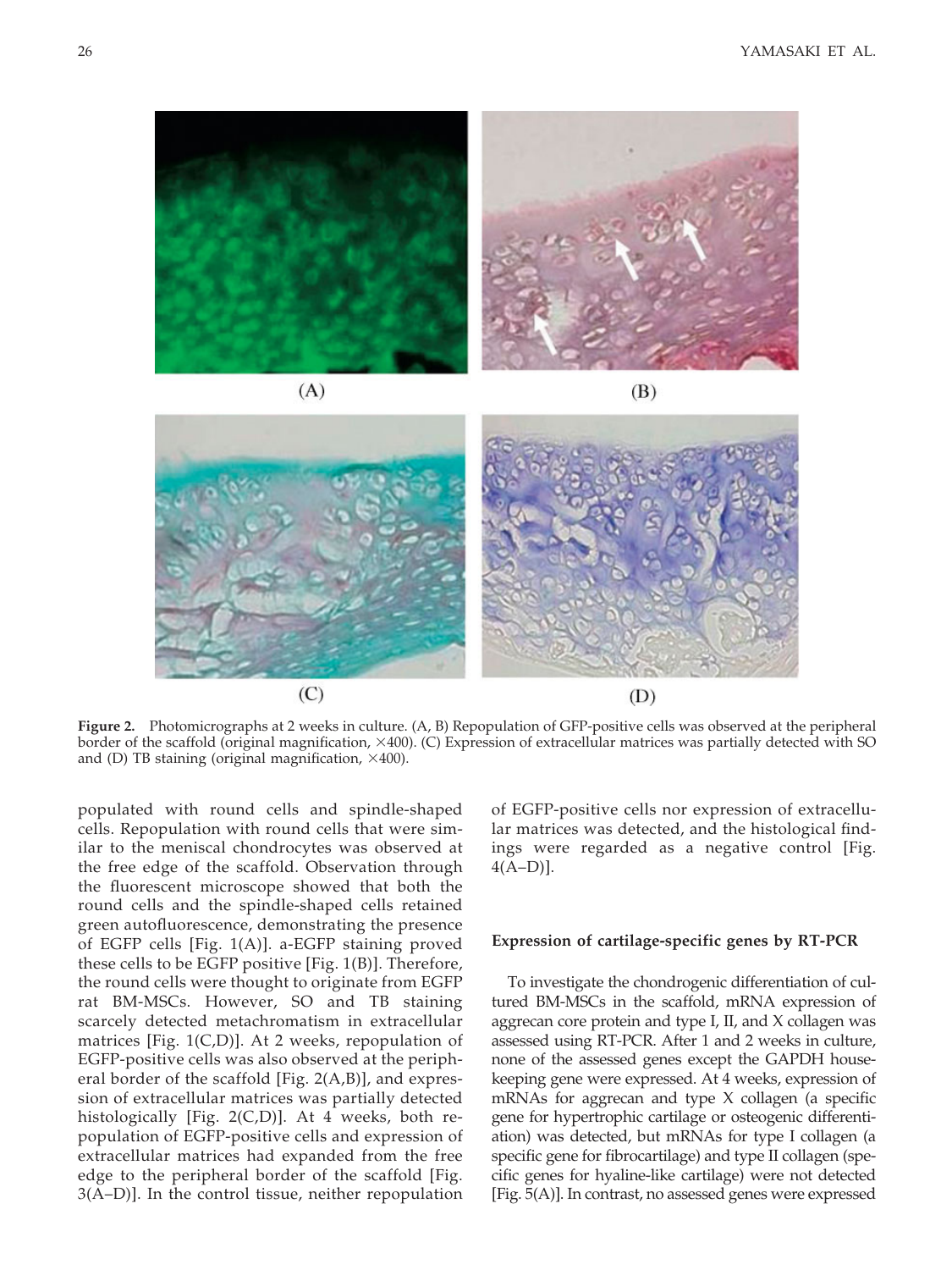**Figure 2.** Photomicrographs at 2 weeks in culture. (A, B) Repopulation of GFP-positive cells was observed at the peripheral border of the scaffold (original magnification, ×400). (C) Expression of extracellular matrices was partially detected with SO and (D) TB staining (original magnification, ×400).

populated with round cells and spindle-shaped cells. Repopulation with round cells that were similar to the meniscal chondrocytes was observed at the free edge of the scaffold. Observation through the fluorescent microscope showed that both the round cells and the spindle-shaped cells retained green autofluorescence, demonstrating the presence of EGFP cells [Fig. 1(A)]. a-EGFP staining proved these cells to be EGFP positive [Fig. 1(B)]. Therefore, the round cells were thought to originate from EGFP rat BM-MSCs. However, SO and TB staining scarcely detected metachromatism in extracellular matrices [Fig. 1(C,D)]. At 2 weeks, repopulation of EGFP-positive cells was also observed at the peripheral border of the scaffold [Fig. 2(A,B)], and expression of extracellular matrices was partially detected histologically [Fig. 2(C,D)]. At 4 weeks, both repopulation of EGFP-positive cells and expression of extracellular matrices had expanded from the free edge to the peripheral border of the scaffold [Fig. 3(A–D)]. In the control tissue, neither repopulation of EGFP-positive cells nor expression of extracellular matrices was detected, and the histological findings were regarded as a negative control [Fig. 4(A–D)].

### Expression of cartilage-specific genes by RT-PCR

To investigate the chondrogenic differentiation of cultured BM-MSCs in the scaffold, mRNA expression of aggrecan core protein and type I, II, and X collagen was assessed using RT-PCR. After 1 and 2 weeks in culture, none of the assessed genes except the GAPDH housekeeping gene were expressed. At 4 weeks, expression of mRNAs for aggrecan and type X collagen (a specific gene for hypertrophic cartilage or osteogenic differentiation) was detected, but mRNAs for type I collagen (a specific gene for fibrocartilage) and type II collagen (specific genes for hyaline-like cartilage) were not detected [Fig. 5(A)]. In contrast, no assessed genes were expressed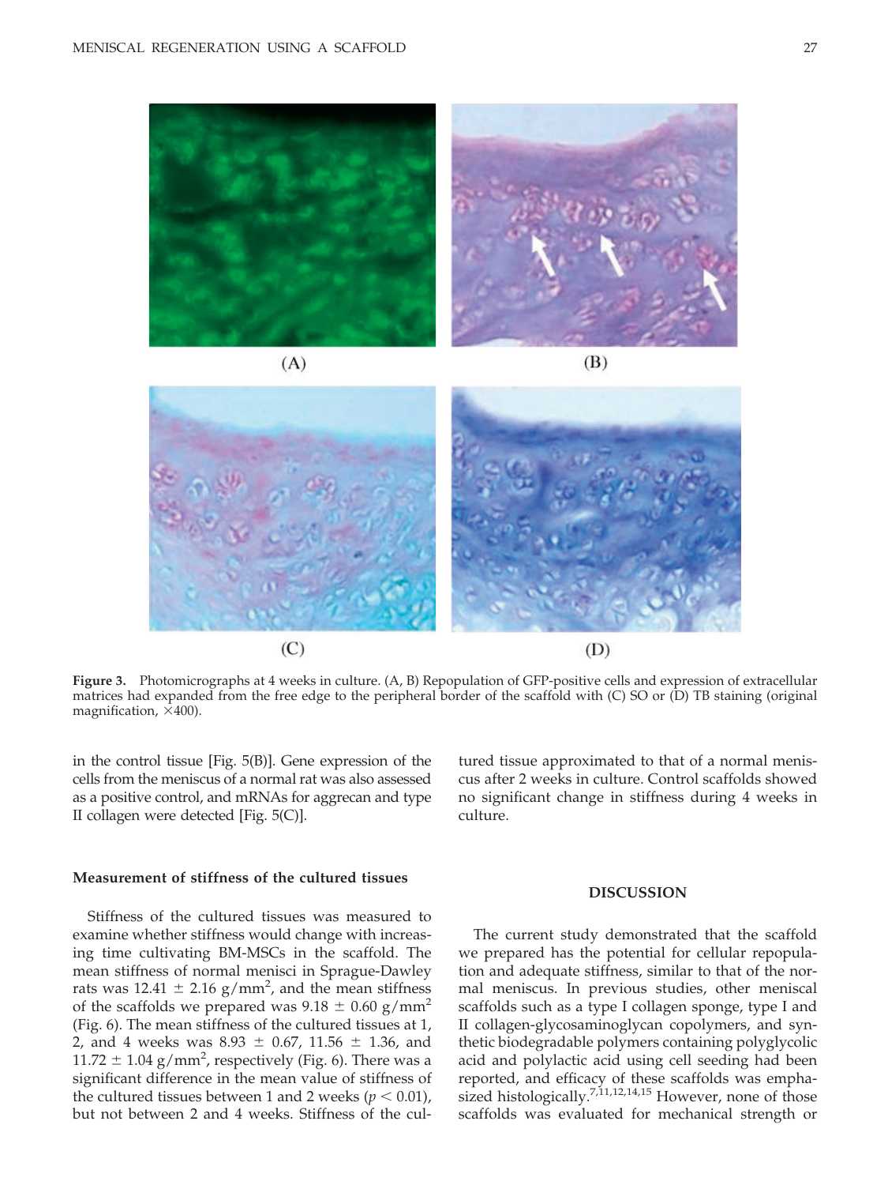**Figure 3.** Photomicrographs at 4 weeks in culture. (A, B) Repopulation of GFP-positive cells and expression of extracellular matrices had expanded from the free edge to the peripheral border of the scaffold with (C) SO or (D) TB staining (original magnification, ×400).

in the control tissue [Fig. 5(B)]. Gene expression of the cells from the meniscus of a normal rat was also assessed as a positive control, and mRNAs for aggrecan and type II collagen were detected [Fig. 5(C)].

### Measurement of stiffness of the cultured tissues

Stiffness of the cultured tissues was measured to examine whether stiffness would change with increasing time cultivating BM-MSCs in the scaffold. The mean stiffness of normal menisci in Sprague-Dawley rats was $12.41 \pm 2.16$ g/mm$^2$, and the mean stiffness of the scaffolds we prepared was $9.18 \pm 0.60$ g/mm$^2$ (Fig. 6). The mean stiffness of the cultured tissues at 1, 2, and 4 weeks was $8.93 \pm 0.67$, $11.56 \pm 1.36$, and $11.72 \pm 1.04$ g/mm$^2$, respectively (Fig. 6). There was a significant difference in the mean value of stiffness of the cultured tissues between 1 and 2 weeks ($p < 0.01$), but not between 2 and 4 weeks. Stiffness of the cultured tissue approximated to that of a normal meniscus after 2 weeks in culture. Control scaffolds showed no significant change in stiffness during 4 weeks in culture.

## DISCUSSION

The current study demonstrated that the scaffold we prepared has the potential for cellular repopulation and adequate stiffness, similar to that of the normal meniscus. In previous studies, other meniscal scaffolds such as a type I collagen sponge, type I and II collagen-glycosaminoglycan copolymers, and synthetic biodegradable polymers containing polyglycolic acid and polylactic acid using cell seeding had been reported, and efficacy of these scaffolds was emphasized histologically.[7,11,12,14,15] However, none of those scaffolds was evaluated for mechanical strength or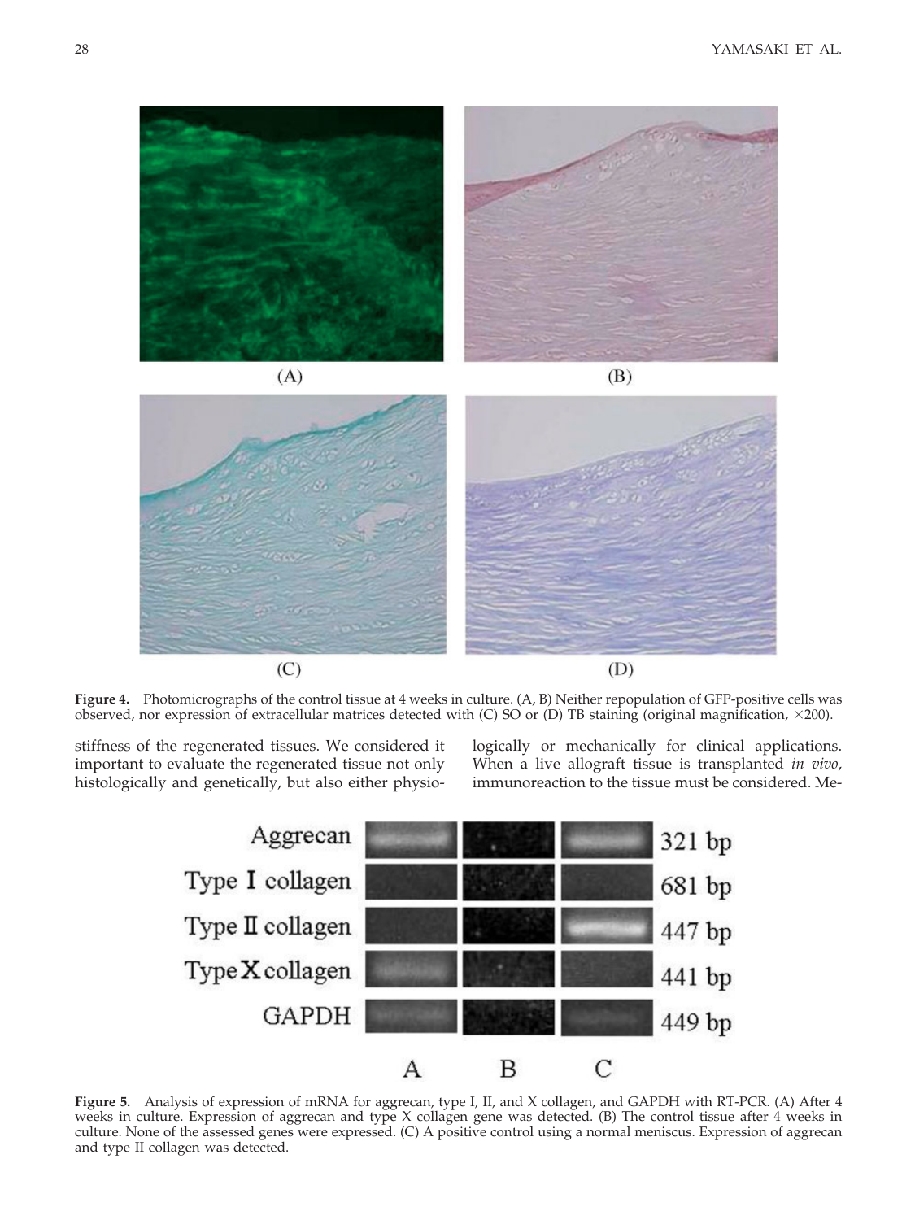**Figure 4.** Photomicrographs of the control tissue at 4 weeks in culture. (A, B) Neither repopulation of GFP-positive cells was observed, nor expression of extracellular matrices detected with (C) SO or (D) TB staining (original magnification, ×200).

stiffness of the regenerated tissues. We considered it important to evaluate the regenerated tissue not only histologically and genetically, but also either physiologically or mechanically for clinical applications. When a live allograft tissue is transplanted *in vivo*, immunoreaction to the tissue must be considered. Me-

**Figure 5.** Analysis of expression of mRNA for aggrecan, type I, II, and X collagen, and GAPDH with RT-PCR. (A) After 4 weeks in culture. Expression of aggrecan and type X collagen gene was detected. (B) The control tissue after 4 weeks in culture. None of the assessed genes were expressed. (C) A positive control using a normal meniscus. Expression of aggrecan and type II collagen was detected.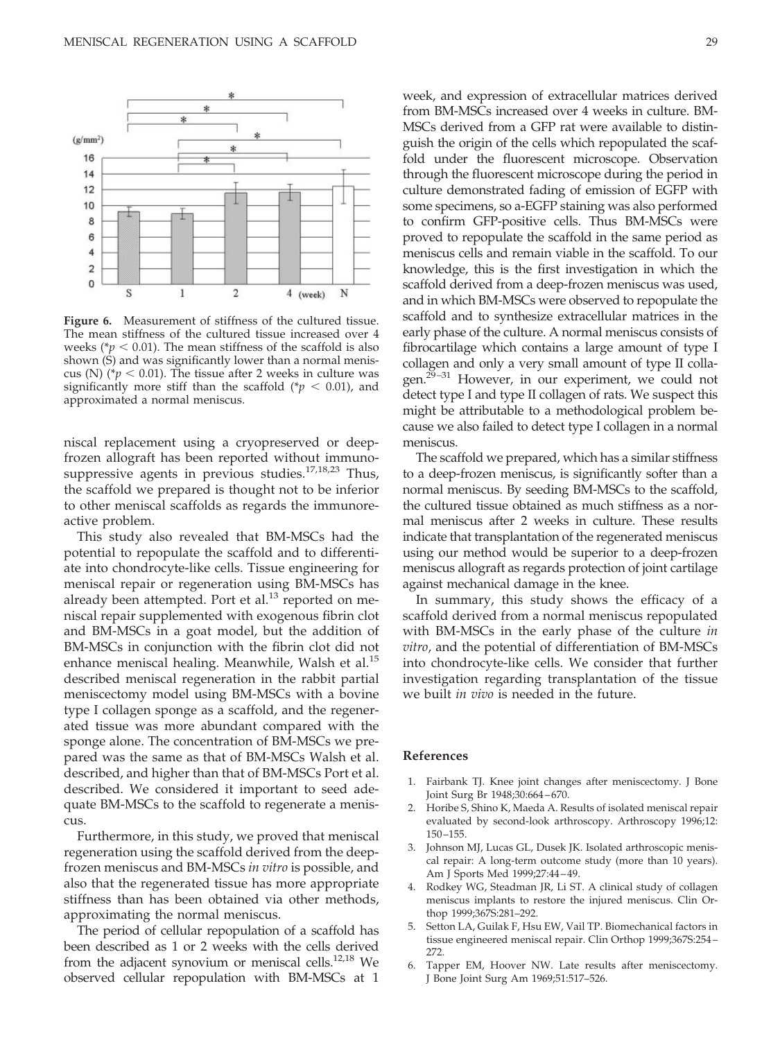**Figure 6.** Measurement of stiffness of the cultured tissue. The mean stiffness of the cultured tissue increased over 4 weeks (\*$p < 0.01$). The mean stiffness of the scaffold is also shown (S) and was significantly lower than a normal meniscus (N) (\*$p < 0.01$). The tissue after 2 weeks in culture was significantly more stiff than the scaffold (\*$p < 0.01$), and approximated a normal meniscus.

niscal replacement using a cryopreserved or deep-frozen allograft has been reported without immunosuppressive agents in previous studies.[17,18,23] Thus, the scaffold we prepared is thought not to be inferior to other meniscal scaffolds as regards the immunoreactive problem.

This study also revealed that BM-MSCs had the potential to repopulate the scaffold and to differentiate into chondrocyte-like cells. Tissue engineering for meniscal repair or regeneration using BM-MSCs has already been attempted. Port et al.[13] reported on meniscal repair supplemented with exogenous fibrin clot and BM-MSCs in a goat model, but the addition of BM-MSCs in conjunction with the fibrin clot did not enhance meniscal healing. Meanwhile, Walsh et al.[15] described meniscal regeneration in the rabbit partial meniscectomy model using BM-MSCs with a bovine type I collagen sponge as a scaffold, and the regenerated tissue was more abundant compared with the sponge alone. The concentration of BM-MSCs we prepared was the same as that of BM-MSCs Walsh et al. described, and higher than that of BM-MSCs Port et al. described. We considered it important to seed adequate BM-MSCs to the scaffold to regenerate a meniscus.

Furthermore, in this study, we proved that meniscal regeneration using the scaffold derived from the deep-frozen meniscus and BM-MSCs *in vitro* is possible, and also that the regenerated tissue has more appropriate stiffness than has been obtained via other methods, approximating the normal meniscus.

The period of cellular repopulation of a scaffold has been described as 1 or 2 weeks with the cells derived from the adjacent synovium or meniscal cells.[12,18] We observed cellular repopulation with BM-MSCs at 1 week, and expression of extracellular matrices derived from BM-MSCs increased over 4 weeks in culture. BM-MSCs derived from a GFP rat were available to distinguish the origin of the cells which repopulated the scaffold under the fluorescent microscope. Observation through the fluorescent microscope during the period in culture demonstrated fading of emission of EGFP with some specimens, so a-EGFP staining was also performed to confirm GFP-positive cells. Thus BM-MSCs were proved to repopulate the scaffold in the same period as meniscus cells and remain viable in the scaffold. To our knowledge, this is the first investigation in which the scaffold derived from a deep-frozen meniscus was used, and in which BM-MSCs were observed to repopulate the scaffold and to synthesize extracellular matrices in the early phase of the culture. A normal meniscus consists of fibrocartilage which contains a large amount of type I collagen and only a very small amount of type II collagen.[29–31] However, in our experiment, we could not detect type I and type II collagen of rats. We suspect this might be attributable to a methodological problem because we also failed to detect type I collagen in a normal meniscus.

The scaffold we prepared, which has a similar stiffness to a deep-frozen meniscus, is significantly softer than a normal meniscus. By seeding BM-MSCs to the scaffold, the cultured tissue obtained as much stiffness as a normal meniscus after 2 weeks in culture. These results indicate that transplantation of the regenerated meniscus using our method would be superior to a deep-frozen meniscus allograft as regards protection of joint cartilage against mechanical damage in the knee.

In summary, this study shows the efficacy of a scaffold derived from a normal meniscus repopulated with BM-MSCs in the early phase of the culture *in vitro*, and the potential of differentiation of BM-MSCs into chondrocyte-like cells. We consider that further investigation regarding transplantation of the tissue we built *in vivo* is needed in the future.

## References

1. Fairbank TJ. Knee joint changes after meniscectomy. J Bone Joint Surg Br 1948;30:664–670.
2. Horibe S, Shino K, Maeda A. Results of isolated meniscal repair evaluated by second-look arthroscopy. Arthroscopy 1996;12: 150–155.
3. Johnson MJ, Lucas GL, Dusek JK. Isolated arthroscopic meniscal repair: A long-term outcome study (more than 10 years). Am J Sports Med 1999;27:44–49.
4. Rodkey WG, Steadman JR, Li ST. A clinical study of collagen meniscus implants to restore the injured meniscus. Clin Orthop 1999;367S:281–292.
5. Setton LA, Guilak F, Hsu EW, Vail TP. Biomechanical factors in tissue engineered meniscal repair. Clin Orthop 1999;367S:254–272.
6. Tapper EM, Hoover NW. Late results after meniscectomy. J Bone Joint Surg Am 1969;51:517–526.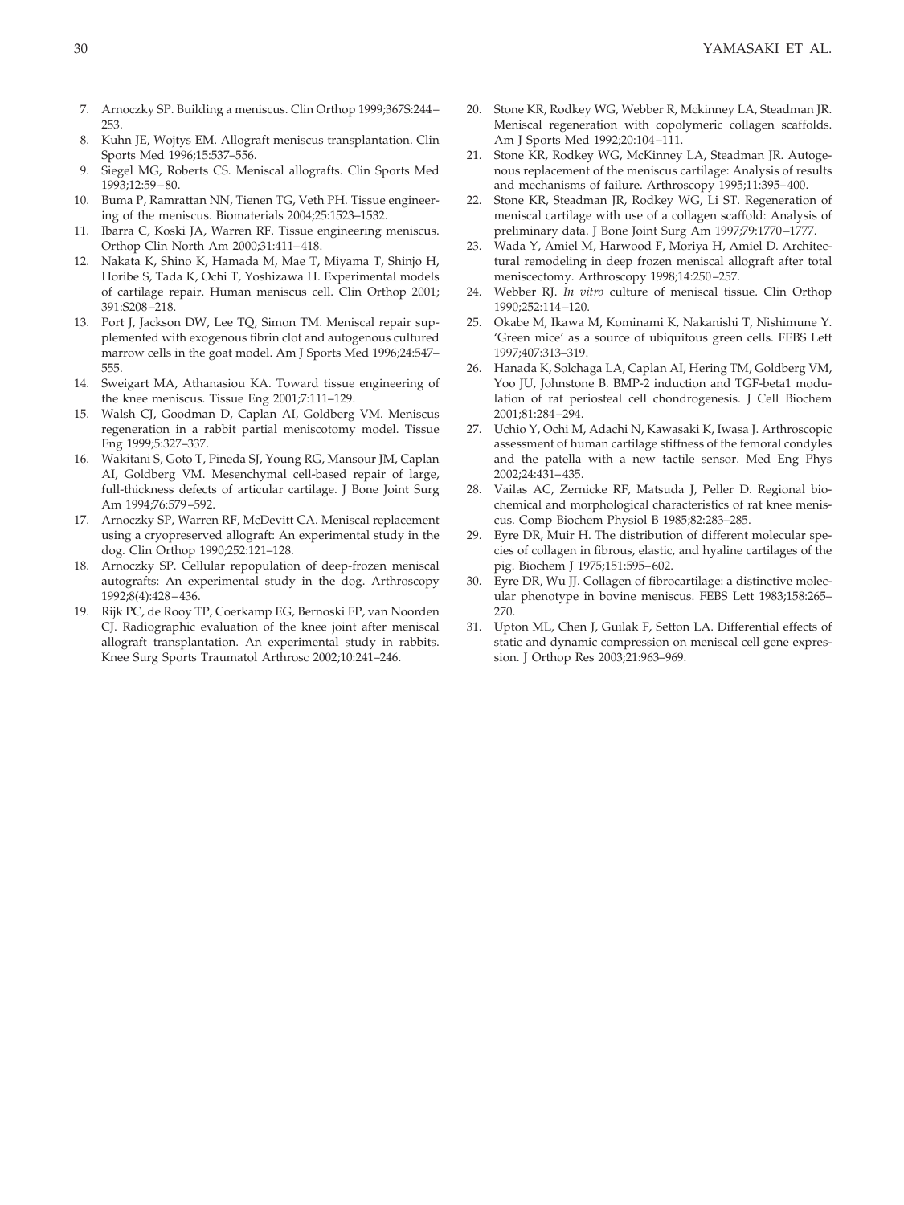7. Arnoczky SP. Building a meniscus. Clin Orthop 1999;367S:244–253.
8. Kuhn JE, Wojtys EM. Allograft meniscus transplantation. Clin Sports Med 1996;15:537–556.
9. Siegel MG, Roberts CS. Meniscal allografts. Clin Sports Med 1993;12:59–80.
10. Buma P, Ramrattan NN, Tienen TG, Veth PH. Tissue engineering of the meniscus. Biomaterials 2004;25:1523–1532.
11. Ibarra C, Koski JA, Warren RF. Tissue engineering meniscus. Orthop Clin North Am 2000;31:411–418.
12. Nakata K, Shino K, Hamada M, Mae T, Miyama T, Shinjo H, Horibe S, Tada K, Ochi T, Yoshizawa H. Experimental models of cartilage repair. Human meniscus cell. Clin Orthop 2001; 391:S208–218.
13. Port J, Jackson DW, Lee TQ, Simon TM. Meniscal repair supplemented with exogenous fibrin clot and autogenous cultured marrow cells in the goat model. Am J Sports Med 1996;24:547–555.
14. Sweigart MA, Athanasiou KA. Toward tissue engineering of the knee meniscus. Tissue Eng 2001;7:111–129.
15. Walsh CJ, Goodman D, Caplan AI, Goldberg VM. Meniscus regeneration in a rabbit partial meniscotomy model. Tissue Eng 1999;5:327–337.
16. Wakitani S, Goto T, Pineda SJ, Young RG, Mansour JM, Caplan AI, Goldberg VM. Mesenchymal cell-based repair of large, full-thickness defects of articular cartilage. J Bone Joint Surg Am 1994;76:579–592.
17. Arnoczky SP, Warren RF, McDevitt CA. Meniscal replacement using a cryopreserved allograft: An experimental study in the dog. Clin Orthop 1990;252:121–128.
18. Arnoczky SP. Cellular repopulation of deep-frozen meniscal autografts: An experimental study in the dog. Arthroscopy 1992;8(4):428–436.
19. Rijk PC, de Rooy TP, Coerkamp EG, Bernoski FP, van Noorden CJ. Radiographic evaluation of the knee joint after meniscal allograft transplantation. An experimental study in rabbits. Knee Surg Sports Traumatol Arthrosc 2002;10:241–246.
20. Stone KR, Rodkey WG, Webber R, Mckinney LA, Steadman JR. Meniscal regeneration with copolymeric collagen scaffolds. Am J Sports Med 1992;20:104–111.
21. Stone KR, Rodkey WG, McKinney LA, Steadman JR. Autogenous replacement of the meniscus cartilage: Analysis of results and mechanisms of failure. Arthroscopy 1995;11:395–400.
22. Stone KR, Steadman JR, Rodkey WG, Li ST. Regeneration of meniscal cartilage with use of a collagen scaffold: Analysis of preliminary data. J Bone Joint Surg Am 1997;79:1770–1777.
23. Wada Y, Amiel M, Harwood F, Moriya H, Amiel D. Architectural remodeling in deep frozen meniscal allograft after total meniscectomy. Arthroscopy 1998;14:250–257.
24. Webber RJ. *In vitro* culture of meniscal tissue. Clin Orthop 1990;252:114–120.
25. Okabe M, Ikawa M, Kominami K, Nakanishi T, Nishimune Y. 'Green mice' as a source of ubiquitous green cells. FEBS Lett 1997;407:313–319.
26. Hanada K, Solchaga LA, Caplan AI, Hering TM, Goldberg VM, Yoo JU, Johnstone B. BMP-2 induction and TGF-beta1 modulation of rat periosteal cell chondrogenesis. J Cell Biochem 2001;81:284–294.
27. Uchio Y, Ochi M, Adachi N, Kawasaki K, Iwasa J. Arthroscopic assessment of human cartilage stiffness of the femoral condyles and the patella with a new tactile sensor. Med Eng Phys 2002;24:431–435.
28. Vailas AC, Zernicke RF, Matsuda J, Peller D. Regional biochemical and morphological characteristics of rat knee meniscus. Comp Biochem Physiol B 1985;82:283–285.
29. Eyre DR, Muir H. The distribution of different molecular species of collagen in fibrous, elastic, and hyaline cartilages of the pig. Biochem J 1975;151:595–602.
30. Eyre DR, Wu JJ. Collagen of fibrocartilage: a distinctive molecular phenotype in bovine meniscus. FEBS Lett 1983;158:265–270.
31. Upton ML, Chen J, Guilak F, Setton LA. Differential effects of static and dynamic compression on meniscal cell gene expression. J Orthop Res 2003;21:963–969.